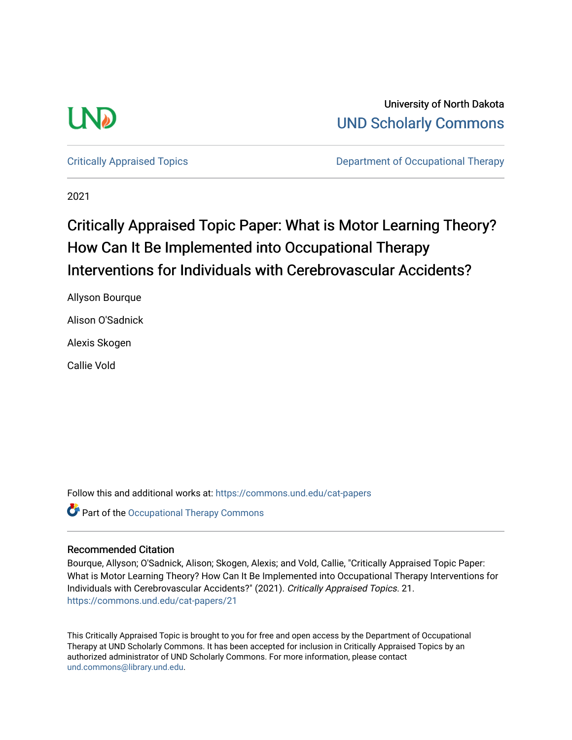University of North Dakota

UND Scholarly Commons

Critically Appraised Topics

Department of Occupational Therapy

2021

# Critically Appraised Topic Paper: What is Motor Learning Theory? How Can It Be Implemented into Occupational Therapy Interventions for Individuals with Cerebrovascular Accidents?

Allyson Bourque

Alison O'Sadnick

Alexis Skogen

Callie Vold

Follow this and additional works at: https://commons.und.edu/cat-papers

Part of the Occupational Therapy Commons

### Recommended Citation

Bourque, Allyson; O'Sadnick, Alison; Skogen, Alexis; and Vold, Callie, "Critically Appraised Topic Paper: What is Motor Learning Theory? How Can It Be Implemented into Occupational Therapy Interventions for Individuals with Cerebrovascular Accidents?" (2021). *Critically Appraised Topics*. 21. https://commons.und.edu/cat-papers/21

This Critically Appraised Topic is brought to you for free and open access by the Department of Occupational Therapy at UND Scholarly Commons. It has been accepted for inclusion in Critically Appraised Topics by an authorized administrator of UND Scholarly Commons. For more information, please contact und.commons@library.und.edu.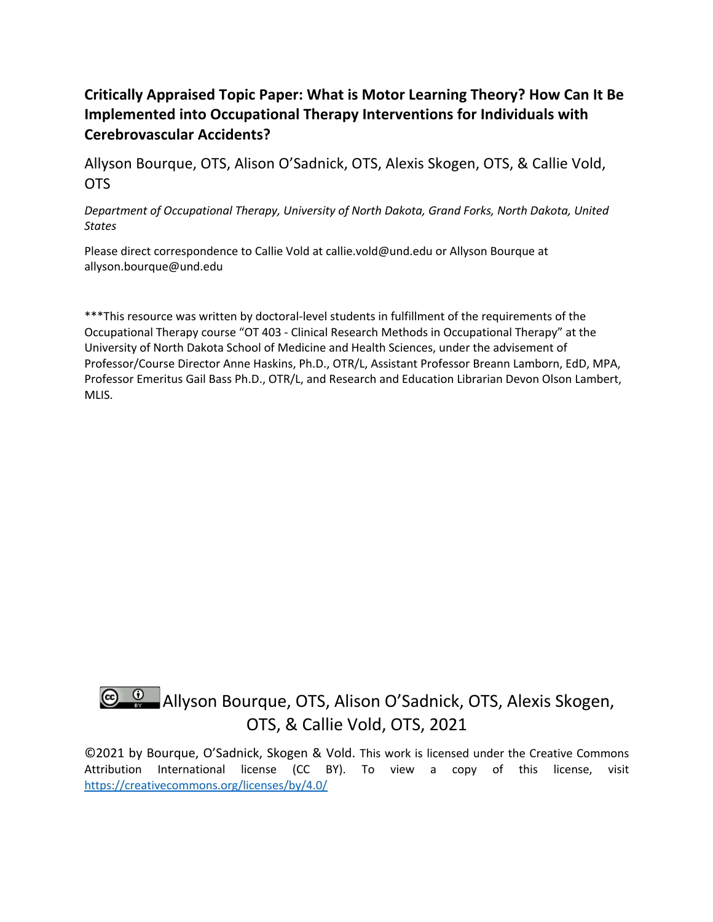**Critically Appraised Topic Paper: What is Motor Learning Theory? How Can It Be Implemented into Occupational Therapy Interventions for Individuals with Cerebrovascular Accidents?**

Allyson Bourque, OTS, Alison O'Sadnick, OTS, Alexis Skogen, OTS, & Callie Vold, OTS

*Department of Occupational Therapy, University of North Dakota, Grand Forks, North Dakota, United States*

Please direct correspondence to Callie Vold at callie.vold@und.edu or Allyson Bourque at allyson.bourque@und.edu

***This resource was written by doctoral-level students in fulfillment of the requirements of the Occupational Therapy course "OT 403 - Clinical Research Methods in Occupational Therapy" at the University of North Dakota School of Medicine and Health Sciences, under the advisement of Professor/Course Director Anne Haskins, Ph.D., OTR/L, Assistant Professor Breann Lamborn, EdD, MPA, Professor Emeritus Gail Bass Ph.D., OTR/L, and Research and Education Librarian Devon Olson Lambert, MLIS.

Allyson Bourque, OTS, Alison O'Sadnick, OTS, Alexis Skogen, OTS, & Callie Vold, OTS, 2021

©2021 by Bourque, O'Sadnick, Skogen & Vold. This work is licensed under the Creative Commons Attribution International license (CC BY). To view a copy of this license, visit https://creativecommons.org/licenses/by/4.0/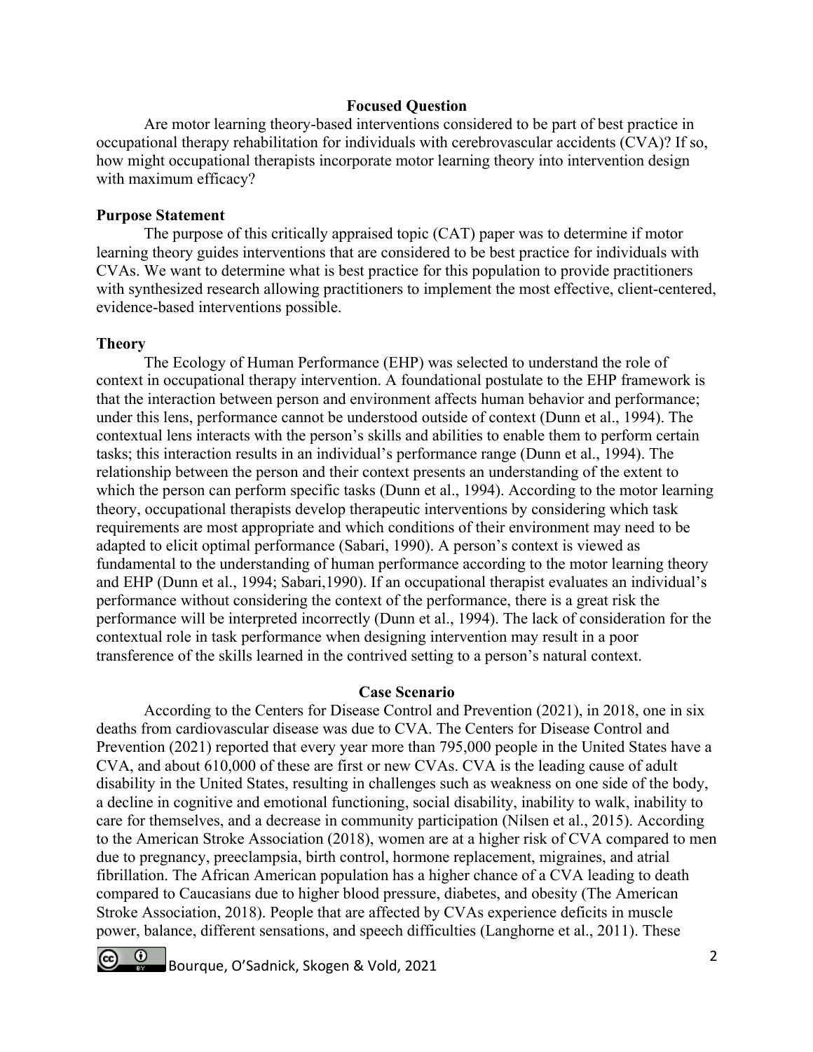## Focused Question

Are motor learning theory-based interventions considered to be part of best practice in occupational therapy rehabilitation for individuals with cerebrovascular accidents (CVA)? If so, how might occupational therapists incorporate motor learning theory into intervention design with maximum efficacy?

### Purpose Statement

The purpose of this critically appraised topic (CAT) paper was to determine if motor learning theory guides interventions that are considered to be best practice for individuals with CVAs. We want to determine what is best practice for this population to provide practitioners with synthesized research allowing practitioners to implement the most effective, client-centered, evidence-based interventions possible.

### Theory

The Ecology of Human Performance (EHP) was selected to understand the role of context in occupational therapy intervention. A foundational postulate to the EHP framework is that the interaction between person and environment affects human behavior and performance; under this lens, performance cannot be understood outside of context (Dunn et al., 1994). The contextual lens interacts with the person's skills and abilities to enable them to perform certain tasks; this interaction results in an individual's performance range (Dunn et al., 1994). The relationship between the person and their context presents an understanding of the extent to which the person can perform specific tasks (Dunn et al., 1994). According to the motor learning theory, occupational therapists develop therapeutic interventions by considering which task requirements are most appropriate and which conditions of their environment may need to be adapted to elicit optimal performance (Sabari, 1990). A person's context is viewed as fundamental to the understanding of human performance according to the motor learning theory and EHP (Dunn et al., 1994; Sabari,1990). If an occupational therapist evaluates an individual's performance without considering the context of the performance, there is a great risk the performance will be interpreted incorrectly (Dunn et al., 1994). The lack of consideration for the contextual role in task performance when designing intervention may result in a poor transference of the skills learned in the contrived setting to a person's natural context.

## Case Scenario

According to the Centers for Disease Control and Prevention (2021), in 2018, one in six deaths from cardiovascular disease was due to CVA. The Centers for Disease Control and Prevention (2021) reported that every year more than 795,000 people in the United States have a CVA, and about 610,000 of these are first or new CVAs. CVA is the leading cause of adult disability in the United States, resulting in challenges such as weakness on one side of the body, a decline in cognitive and emotional functioning, social disability, inability to walk, inability to care for themselves, and a decrease in community participation (Nilsen et al., 2015). According to the American Stroke Association (2018), women are at a higher risk of CVA compared to men due to pregnancy, preeclampsia, birth control, hormone replacement, migraines, and atrial fibrillation. The African American population has a higher chance of a CVA leading to death compared to Caucasians due to higher blood pressure, diabetes, and obesity (The American Stroke Association, 2018). People that are affected by CVAs experience deficits in muscle power, balance, different sensations, and speech difficulties (Langhorne et al., 2011). These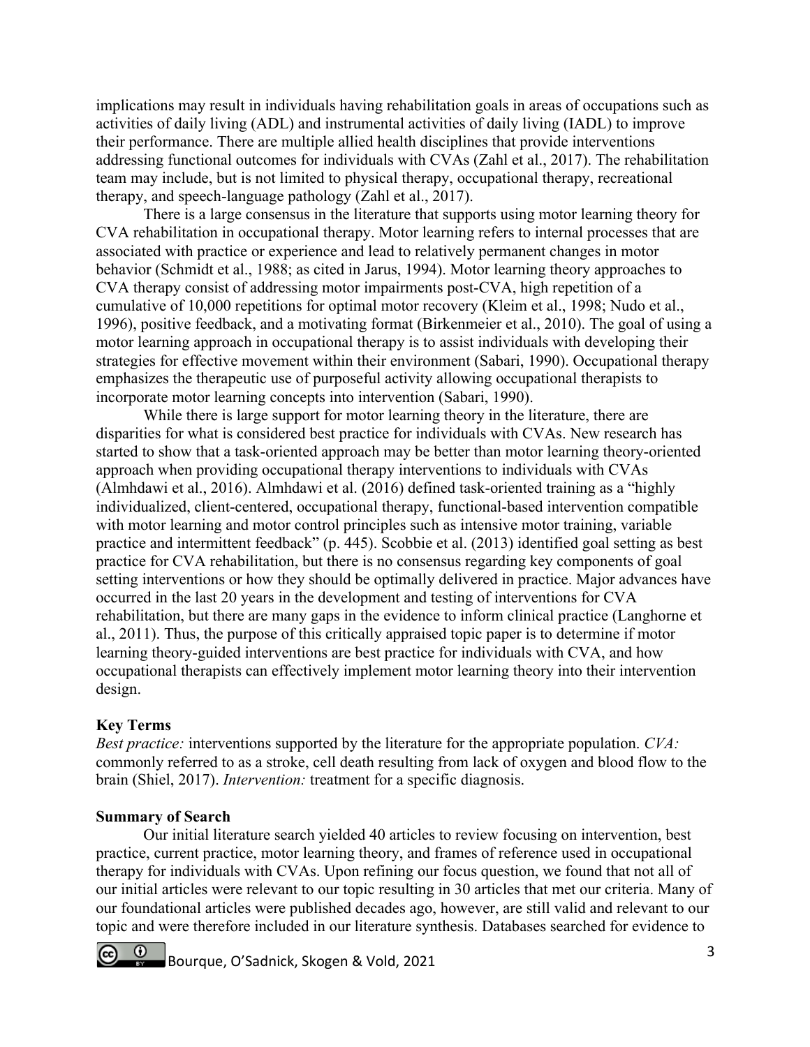implications may result in individuals having rehabilitation goals in areas of occupations such as activities of daily living (ADL) and instrumental activities of daily living (IADL) to improve their performance. There are multiple allied health disciplines that provide interventions addressing functional outcomes for individuals with CVAs (Zahl et al., 2017). The rehabilitation team may include, but is not limited to physical therapy, occupational therapy, recreational therapy, and speech-language pathology (Zahl et al., 2017).

There is a large consensus in the literature that supports using motor learning theory for CVA rehabilitation in occupational therapy. Motor learning refers to internal processes that are associated with practice or experience and lead to relatively permanent changes in motor behavior (Schmidt et al., 1988; as cited in Jarus, 1994). Motor learning theory approaches to CVA therapy consist of addressing motor impairments post-CVA, high repetition of a cumulative of 10,000 repetitions for optimal motor recovery (Kleim et al., 1998; Nudo et al., 1996), positive feedback, and a motivating format (Birkenmeier et al., 2010). The goal of using a motor learning approach in occupational therapy is to assist individuals with developing their strategies for effective movement within their environment (Sabari, 1990). Occupational therapy emphasizes the therapeutic use of purposeful activity allowing occupational therapists to incorporate motor learning concepts into intervention (Sabari, 1990).

While there is large support for motor learning theory in the literature, there are disparities for what is considered best practice for individuals with CVAs. New research has started to show that a task-oriented approach may be better than motor learning theory-oriented approach when providing occupational therapy interventions to individuals with CVAs (Almhdawi et al., 2016). Almhdawi et al. (2016) defined task-oriented training as a "highly individualized, client-centered, occupational therapy, functional-based intervention compatible with motor learning and motor control principles such as intensive motor training, variable practice and intermittent feedback" (p. 445). Scobbie et al. (2013) identified goal setting as best practice for CVA rehabilitation, but there is no consensus regarding key components of goal setting interventions or how they should be optimally delivered in practice. Major advances have occurred in the last 20 years in the development and testing of interventions for CVA rehabilitation, but there are many gaps in the evidence to inform clinical practice (Langhorne et al., 2011). Thus, the purpose of this critically appraised topic paper is to determine if motor learning theory-guided interventions are best practice for individuals with CVA, and how occupational therapists can effectively implement motor learning theory into their intervention design.

**Key Terms**

*Best practice:* interventions supported by the literature for the appropriate population. *CVA:* commonly referred to as a stroke, cell death resulting from lack of oxygen and blood flow to the brain (Shiel, 2017). *Intervention:* treatment for a specific diagnosis.

**Summary of Search**

Our initial literature search yielded 40 articles to review focusing on intervention, best practice, current practice, motor learning theory, and frames of reference used in occupational therapy for individuals with CVAs. Upon refining our focus question, we found that not all of our initial articles were relevant to our topic resulting in 30 articles that met our criteria. Many of our foundational articles were published decades ago, however, are still valid and relevant to our topic and were therefore included in our literature synthesis. Databases searched for evidence to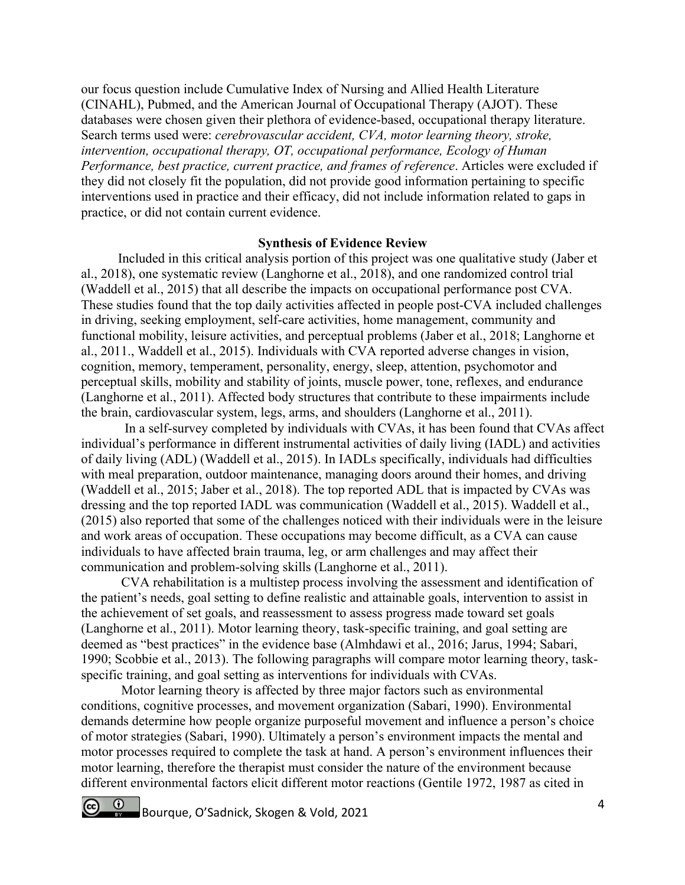our focus question include Cumulative Index of Nursing and Allied Health Literature (CINAHL), Pubmed, and the American Journal of Occupational Therapy (AJOT). These databases were chosen given their plethora of evidence-based, occupational therapy literature. Search terms used were: *cerebrovascular accident, CVA, motor learning theory, stroke, intervention, occupational therapy, OT, occupational performance, Ecology of Human Performance, best practice, current practice, and frames of reference*. Articles were excluded if they did not closely fit the population, did not provide good information pertaining to specific interventions used in practice and their efficacy, did not include information related to gaps in practice, or did not contain current evidence.

## Synthesis of Evidence Review

Included in this critical analysis portion of this project was one qualitative study (Jaber et al., 2018), one systematic review (Langhorne et al., 2018), and one randomized control trial (Waddell et al., 2015) that all describe the impacts on occupational performance post CVA. These studies found that the top daily activities affected in people post-CVA included challenges in driving, seeking employment, self-care activities, home management, community and functional mobility, leisure activities, and perceptual problems (Jaber et al., 2018; Langhorne et al., 2011., Waddell et al., 2015). Individuals with CVA reported adverse changes in vision, cognition, memory, temperament, personality, energy, sleep, attention, psychomotor and perceptual skills, mobility and stability of joints, muscle power, tone, reflexes, and endurance (Langhorne et al., 2011). Affected body structures that contribute to these impairments include the brain, cardiovascular system, legs, arms, and shoulders (Langhorne et al., 2011).

In a self-survey completed by individuals with CVAs, it has been found that CVAs affect individual's performance in different instrumental activities of daily living (IADL) and activities of daily living (ADL) (Waddell et al., 2015). In IADLs specifically, individuals had difficulties with meal preparation, outdoor maintenance, managing doors around their homes, and driving (Waddell et al., 2015; Jaber et al., 2018). The top reported ADL that is impacted by CVAs was dressing and the top reported IADL was communication (Waddell et al., 2015). Waddell et al., (2015) also reported that some of the challenges noticed with their individuals were in the leisure and work areas of occupation. These occupations may become difficult, as a CVA can cause individuals to have affected brain trauma, leg, or arm challenges and may affect their communication and problem-solving skills (Langhorne et al., 2011).

CVA rehabilitation is a multistep process involving the assessment and identification of the patient's needs, goal setting to define realistic and attainable goals, intervention to assist in the achievement of set goals, and reassessment to assess progress made toward set goals (Langhorne et al., 2011). Motor learning theory, task-specific training, and goal setting are deemed as "best practices" in the evidence base (Almhdawi et al., 2016; Jarus, 1994; Sabari, 1990; Scobbie et al., 2013). The following paragraphs will compare motor learning theory, task-specific training, and goal setting as interventions for individuals with CVAs.

Motor learning theory is affected by three major factors such as environmental conditions, cognitive processes, and movement organization (Sabari, 1990). Environmental demands determine how people organize purposeful movement and influence a person's choice of motor strategies (Sabari, 1990). Ultimately a person's environment impacts the mental and motor processes required to complete the task at hand. A person's environment influences their motor learning, therefore the therapist must consider the nature of the environment because different environmental factors elicit different motor reactions (Gentile 1972, 1987 as cited in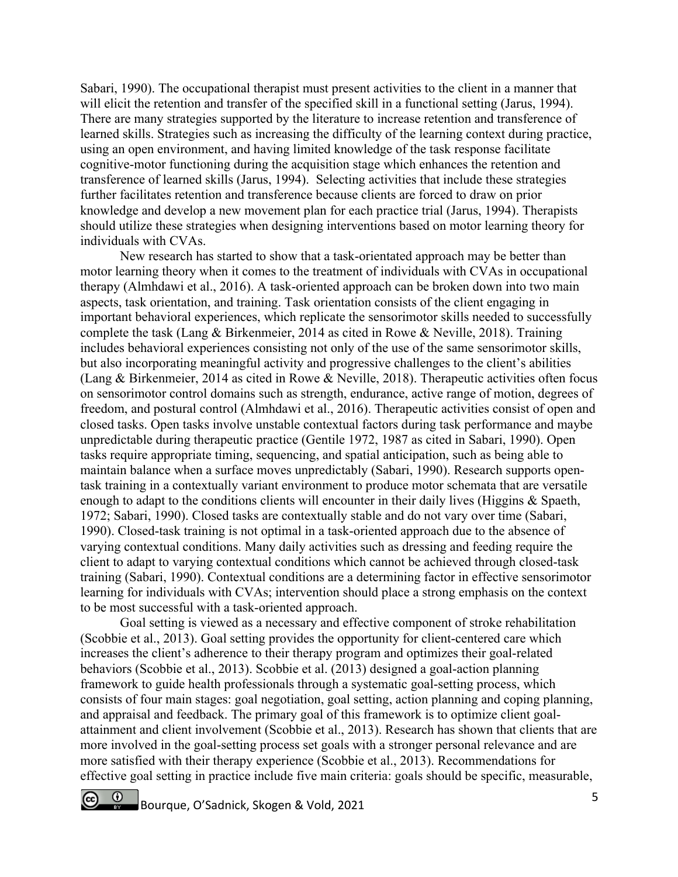Sabari, 1990). The occupational therapist must present activities to the client in a manner that will elicit the retention and transfer of the specified skill in a functional setting (Jarus, 1994). There are many strategies supported by the literature to increase retention and transference of learned skills. Strategies such as increasing the difficulty of the learning context during practice, using an open environment, and having limited knowledge of the task response facilitate cognitive-motor functioning during the acquisition stage which enhances the retention and transference of learned skills (Jarus, 1994). Selecting activities that include these strategies further facilitates retention and transference because clients are forced to draw on prior knowledge and develop a new movement plan for each practice trial (Jarus, 1994). Therapists should utilize these strategies when designing interventions based on motor learning theory for individuals with CVAs.

New research has started to show that a task-orientated approach may be better than motor learning theory when it comes to the treatment of individuals with CVAs in occupational therapy (Almhdawi et al., 2016). A task-oriented approach can be broken down into two main aspects, task orientation, and training. Task orientation consists of the client engaging in important behavioral experiences, which replicate the sensorimotor skills needed to successfully complete the task (Lang & Birkenmeier, 2014 as cited in Rowe & Neville, 2018). Training includes behavioral experiences consisting not only of the use of the same sensorimotor skills, but also incorporating meaningful activity and progressive challenges to the client's abilities (Lang & Birkenmeier, 2014 as cited in Rowe & Neville, 2018). Therapeutic activities often focus on sensorimotor control domains such as strength, endurance, active range of motion, degrees of freedom, and postural control (Almhdawi et al., 2016). Therapeutic activities consist of open and closed tasks. Open tasks involve unstable contextual factors during task performance and maybe unpredictable during therapeutic practice (Gentile 1972, 1987 as cited in Sabari, 1990). Open tasks require appropriate timing, sequencing, and spatial anticipation, such as being able to maintain balance when a surface moves unpredictably (Sabari, 1990). Research supports open-task training in a contextually variant environment to produce motor schemata that are versatile enough to adapt to the conditions clients will encounter in their daily lives (Higgins & Spaeth, 1972; Sabari, 1990). Closed tasks are contextually stable and do not vary over time (Sabari, 1990). Closed-task training is not optimal in a task-oriented approach due to the absence of varying contextual conditions. Many daily activities such as dressing and feeding require the client to adapt to varying contextual conditions which cannot be achieved through closed-task training (Sabari, 1990). Contextual conditions are a determining factor in effective sensorimotor learning for individuals with CVAs; intervention should place a strong emphasis on the context to be most successful with a task-oriented approach.

Goal setting is viewed as a necessary and effective component of stroke rehabilitation (Scobbie et al., 2013). Goal setting provides the opportunity for client-centered care which increases the client's adherence to their therapy program and optimizes their goal-related behaviors (Scobbie et al., 2013). Scobbie et al. (2013) designed a goal-action planning framework to guide health professionals through a systematic goal-setting process, which consists of four main stages: goal negotiation, goal setting, action planning and coping planning, and appraisal and feedback. The primary goal of this framework is to optimize client goal-attainment and client involvement (Scobbie et al., 2013). Research has shown that clients that are more involved in the goal-setting process set goals with a stronger personal relevance and are more satisfied with their therapy experience (Scobbie et al., 2013). Recommendations for effective goal setting in practice include five main criteria: goals should be specific, measurable,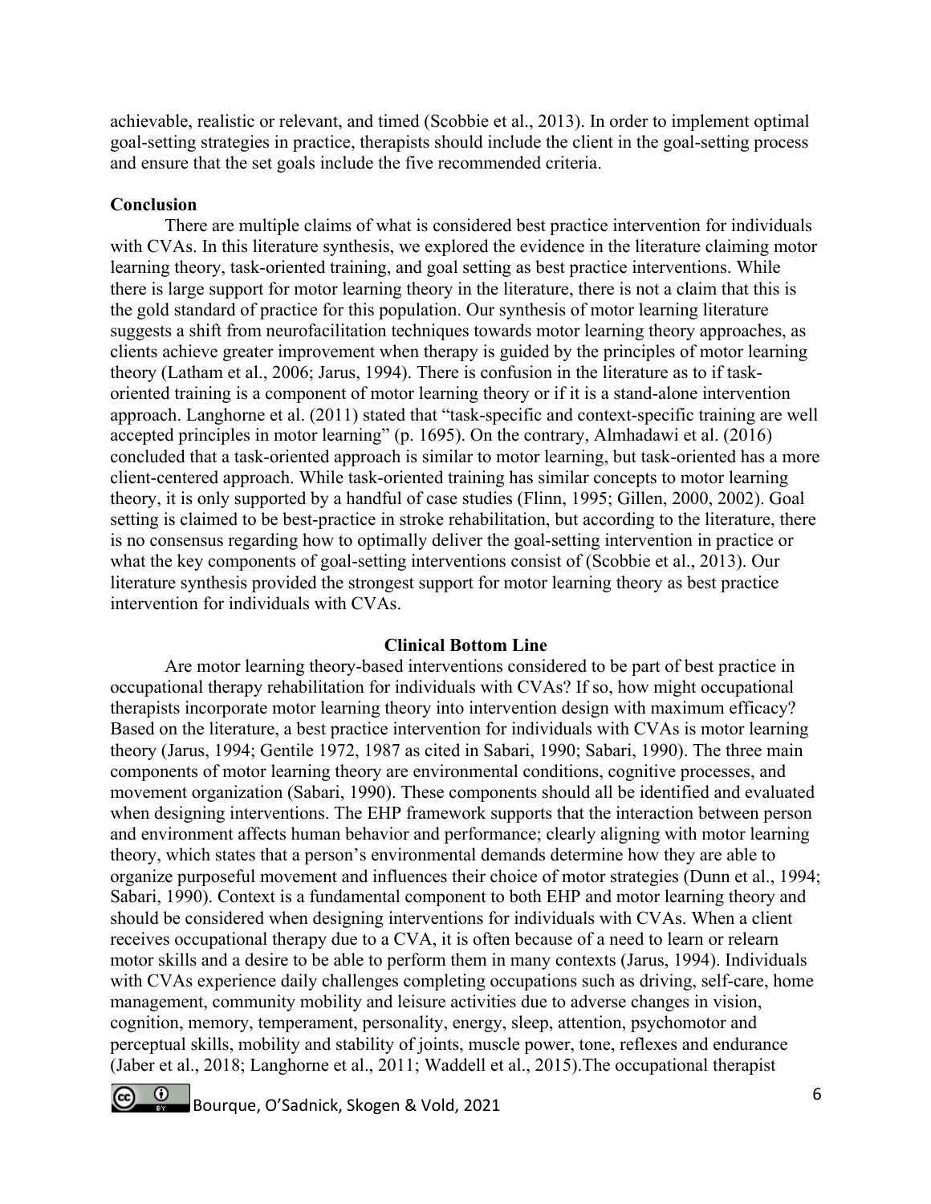achievable, realistic or relevant, and timed (Scobbie et al., 2013). In order to implement optimal goal-setting strategies in practice, therapists should include the client in the goal-setting process and ensure that the set goals include the five recommended criteria.

## Conclusion

There are multiple claims of what is considered best practice intervention for individuals with CVAs. In this literature synthesis, we explored the evidence in the literature claiming motor learning theory, task-oriented training, and goal setting as best practice interventions. While there is large support for motor learning theory in the literature, there is not a claim that this is the gold standard of practice for this population. Our synthesis of motor learning literature suggests a shift from neurofacilitation techniques towards motor learning theory approaches, as clients achieve greater improvement when therapy is guided by the principles of motor learning theory (Latham et al., 2006; Jarus, 1994). There is confusion in the literature as to if task-oriented training is a component of motor learning theory or if it is a stand-alone intervention approach. Langhorne et al. (2011) stated that "task-specific and context-specific training are well accepted principles in motor learning" (p. 1695). On the contrary, Almhadawi et al. (2016) concluded that a task-oriented approach is similar to motor learning, but task-oriented has a more client-centered approach. While task-oriented training has similar concepts to motor learning theory, it is only supported by a handful of case studies (Flinn, 1995; Gillen, 2000, 2002). Goal setting is claimed to be best-practice in stroke rehabilitation, but according to the literature, there is no consensus regarding how to optimally deliver the goal-setting intervention in practice or what the key components of goal-setting interventions consist of (Scobbie et al., 2013). Our literature synthesis provided the strongest support for motor learning theory as best practice intervention for individuals with CVAs.

## Clinical Bottom Line

Are motor learning theory-based interventions considered to be part of best practice in occupational therapy rehabilitation for individuals with CVAs? If so, how might occupational therapists incorporate motor learning theory into intervention design with maximum efficacy? Based on the literature, a best practice intervention for individuals with CVAs is motor learning theory (Jarus, 1994; Gentile 1972, 1987 as cited in Sabari, 1990; Sabari, 1990). The three main components of motor learning theory are environmental conditions, cognitive processes, and movement organization (Sabari, 1990). These components should all be identified and evaluated when designing interventions. The EHP framework supports that the interaction between person and environment affects human behavior and performance; clearly aligning with motor learning theory, which states that a person's environmental demands determine how they are able to organize purposeful movement and influences their choice of motor strategies (Dunn et al., 1994; Sabari, 1990). Context is a fundamental component to both EHP and motor learning theory and should be considered when designing interventions for individuals with CVAs. When a client receives occupational therapy due to a CVA, it is often because of a need to learn or relearn motor skills and a desire to be able to perform them in many contexts (Jarus, 1994). Individuals with CVAs experience daily challenges completing occupations such as driving, self-care, home management, community mobility and leisure activities due to adverse changes in vision, cognition, memory, temperament, personality, energy, sleep, attention, psychomotor and perceptual skills, mobility and stability of joints, muscle power, tone, reflexes and endurance (Jaber et al., 2018; Langhorne et al., 2011; Waddell et al., 2015).The occupational therapist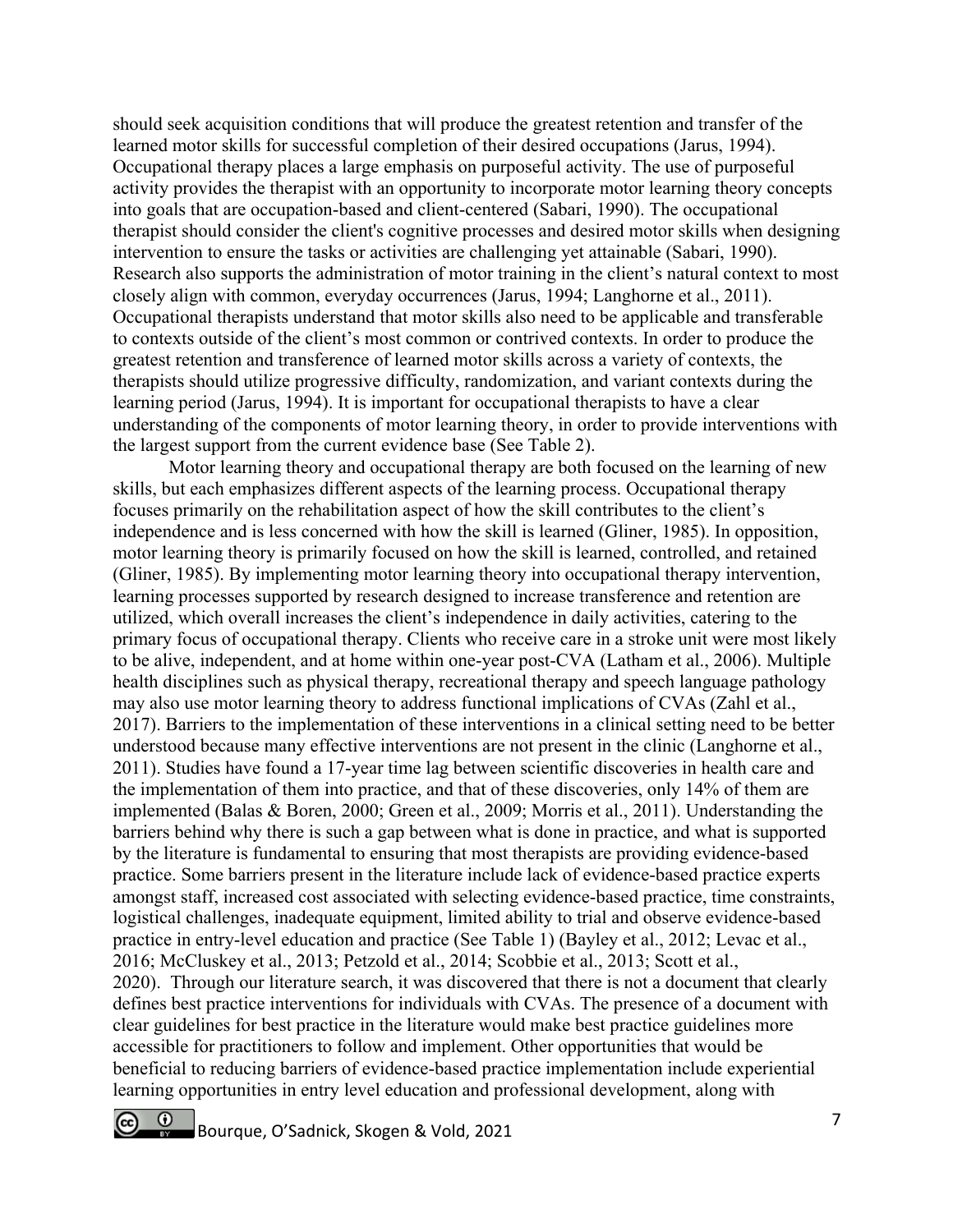should seek acquisition conditions that will produce the greatest retention and transfer of the learned motor skills for successful completion of their desired occupations (Jarus, 1994). Occupational therapy places a large emphasis on purposeful activity. The use of purposeful activity provides the therapist with an opportunity to incorporate motor learning theory concepts into goals that are occupation-based and client-centered (Sabari, 1990). The occupational therapist should consider the client's cognitive processes and desired motor skills when designing intervention to ensure the tasks or activities are challenging yet attainable (Sabari, 1990). Research also supports the administration of motor training in the client's natural context to most closely align with common, everyday occurrences (Jarus, 1994; Langhorne et al., 2011). Occupational therapists understand that motor skills also need to be applicable and transferable to contexts outside of the client's most common or contrived contexts. In order to produce the greatest retention and transference of learned motor skills across a variety of contexts, the therapists should utilize progressive difficulty, randomization, and variant contexts during the learning period (Jarus, 1994). It is important for occupational therapists to have a clear understanding of the components of motor learning theory, in order to provide interventions with the largest support from the current evidence base (See Table 2).

Motor learning theory and occupational therapy are both focused on the learning of new skills, but each emphasizes different aspects of the learning process. Occupational therapy focuses primarily on the rehabilitation aspect of how the skill contributes to the client's independence and is less concerned with how the skill is learned (Gliner, 1985). In opposition, motor learning theory is primarily focused on how the skill is learned, controlled, and retained (Gliner, 1985). By implementing motor learning theory into occupational therapy intervention, learning processes supported by research designed to increase transference and retention are utilized, which overall increases the client's independence in daily activities, catering to the primary focus of occupational therapy. Clients who receive care in a stroke unit were most likely to be alive, independent, and at home within one-year post-CVA (Latham et al., 2006). Multiple health disciplines such as physical therapy, recreational therapy and speech language pathology may also use motor learning theory to address functional implications of CVAs (Zahl et al., 2017). Barriers to the implementation of these interventions in a clinical setting need to be better understood because many effective interventions are not present in the clinic (Langhorne et al., 2011). Studies have found a 17-year time lag between scientific discoveries in health care and the implementation of them into practice, and that of these discoveries, only 14% of them are implemented (Balas & Boren, 2000; Green et al., 2009; Morris et al., 2011). Understanding the barriers behind why there is such a gap between what is done in practice, and what is supported by the literature is fundamental to ensuring that most therapists are providing evidence-based practice. Some barriers present in the literature include lack of evidence-based practice experts amongst staff, increased cost associated with selecting evidence-based practice, time constraints, logistical challenges, inadequate equipment, limited ability to trial and observe evidence-based practice in entry-level education and practice (See Table 1) (Bayley et al., 2012; Levac et al., 2016; McCluskey et al., 2013; Petzold et al., 2014; Scobbie et al., 2013; Scott et al., 2020). Through our literature search, it was discovered that there is not a document that clearly defines best practice interventions for individuals with CVAs. The presence of a document with clear guidelines for best practice in the literature would make best practice guidelines more accessible for practitioners to follow and implement. Other opportunities that would be beneficial to reducing barriers of evidence-based practice implementation include experiential learning opportunities in entry level education and professional development, along with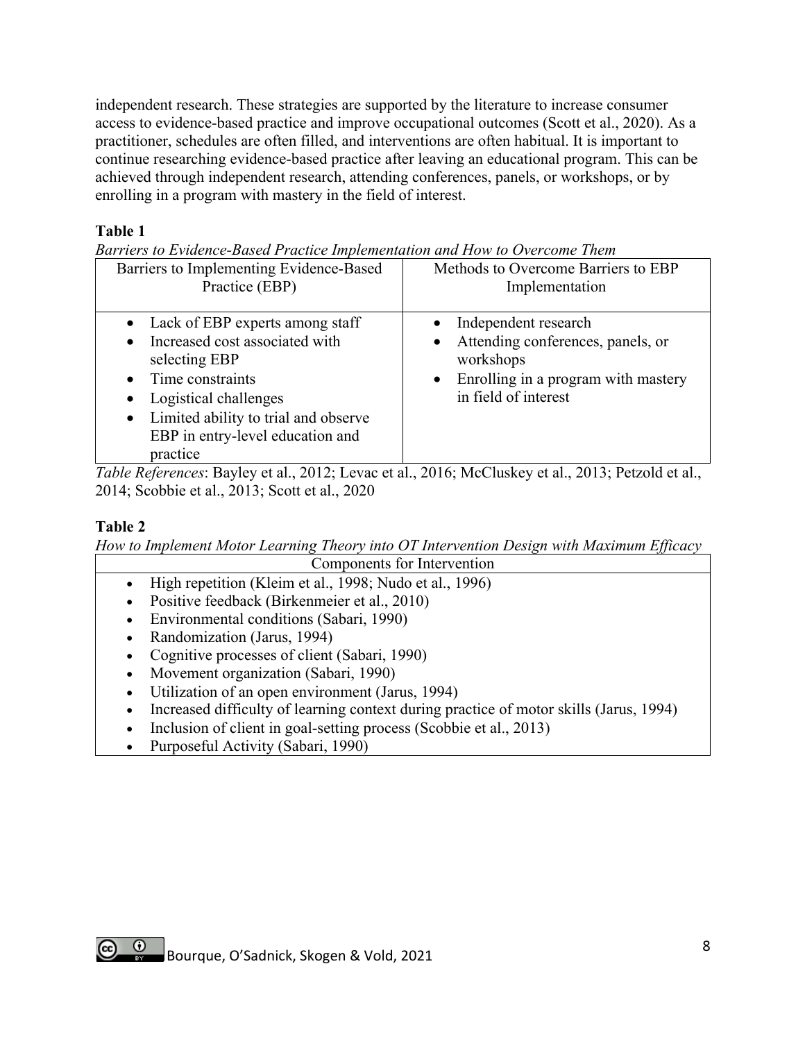independent research. These strategies are supported by the literature to increase consumer access to evidence-based practice and improve occupational outcomes (Scott et al., 2020). As a practitioner, schedules are often filled, and interventions are often habitual. It is important to continue researching evidence-based practice after leaving an educational program. This can be achieved through independent research, attending conferences, panels, or workshops, or by enrolling in a program with mastery in the field of interest.

**Table 1**

*Barriers to Evidence-Based Practice Implementation and How to Overcome Them*

| Barriers to Implementing Evidence-Based Practice (EBP) | Methods to Overcome Barriers to EBP Implementation |
|---|---|
| • Lack of EBP experts among staff<br>• Increased cost associated with selecting EBP<br>• Time constraints<br>• Logistical challenges<br>• Limited ability to trial and observe EBP in entry-level education and practice | • Independent research<br>• Attending conferences, panels, or workshops<br>• Enrolling in a program with mastery in field of interest |

*Table References*: Bayley et al., 2012; Levac et al., 2016; McCluskey et al., 2013; Petzold et al., 2014; Scobbie et al., 2013; Scott et al., 2020

**Table 2**

*How to Implement Motor Learning Theory into OT Intervention Design with Maximum Efficacy*

| Components for Intervention |
|---|
| • High repetition (Kleim et al., 1998; Nudo et al., 1996)<br>• Positive feedback (Birkenmeier et al., 2010)<br>• Environmental conditions (Sabari, 1990)<br>• Randomization (Jarus, 1994)<br>• Cognitive processes of client (Sabari, 1990)<br>• Movement organization (Sabari, 1990)<br>• Utilization of an open environment (Jarus, 1994)<br>• Increased difficulty of learning context during practice of motor skills (Jarus, 1994)<br>• Inclusion of client in goal-setting process (Scobbie et al., 2013)<br>• Purposeful Activity (Sabari, 1990) |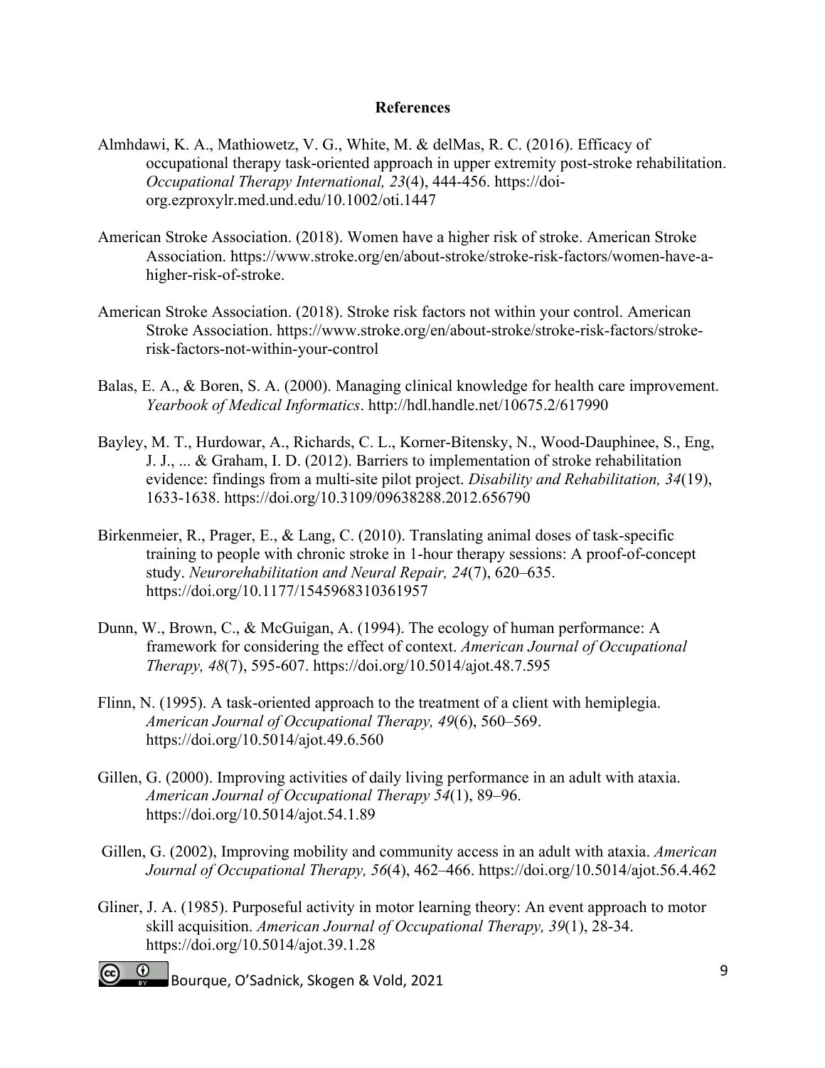## References

Almhdawi, K. A., Mathiowetz, V. G., White, M. & delMas, R. C. (2016). Efficacy of occupational therapy task-oriented approach in upper extremity post-stroke rehabilitation. *Occupational Therapy International, 23*(4), 444-456. https://doi-org.ezproxylr.med.und.edu/10.1002/oti.1447

American Stroke Association. (2018). Women have a higher risk of stroke. American Stroke Association. https://www.stroke.org/en/about-stroke/stroke-risk-factors/women-have-a-higher-risk-of-stroke.

American Stroke Association. (2018). Stroke risk factors not within your control. American Stroke Association. https://www.stroke.org/en/about-stroke/stroke-risk-factors/stroke-risk-factors-not-within-your-control

Balas, E. A., & Boren, S. A. (2000). Managing clinical knowledge for health care improvement. *Yearbook of Medical Informatics*. http://hdl.handle.net/10675.2/617990

Bayley, M. T., Hurdowar, A., Richards, C. L., Korner-Bitensky, N., Wood-Dauphinee, S., Eng, J. J., ... & Graham, I. D. (2012). Barriers to implementation of stroke rehabilitation evidence: findings from a multi-site pilot project. *Disability and Rehabilitation, 34*(19), 1633-1638. https://doi.org/10.3109/09638288.2012.656790

Birkenmeier, R., Prager, E., & Lang, C. (2010). Translating animal doses of task-specific training to people with chronic stroke in 1-hour therapy sessions: A proof-of-concept study. *Neurorehabilitation and Neural Repair, 24*(7), 620–635. https://doi.org/10.1177/1545968310361957

Dunn, W., Brown, C., & McGuigan, A. (1994). The ecology of human performance: A framework for considering the effect of context. *American Journal of Occupational Therapy, 48*(7), 595-607. https://doi.org/10.5014/ajot.48.7.595

Flinn, N. (1995). A task-oriented approach to the treatment of a client with hemiplegia. *American Journal of Occupational Therapy, 49*(6), 560–569. https://doi.org/10.5014/ajot.49.6.560

Gillen, G. (2000). Improving activities of daily living performance in an adult with ataxia. *American Journal of Occupational Therapy 54*(1), 89–96. https://doi.org/10.5014/ajot.54.1.89

Gillen, G. (2002), Improving mobility and community access in an adult with ataxia. *American Journal of Occupational Therapy, 56*(4), 462–466. https://doi.org/10.5014/ajot.56.4.462

Gliner, J. A. (1985). Purposeful activity in motor learning theory: An event approach to motor skill acquisition. *American Journal of Occupational Therapy, 39*(1), 28-34. https://doi.org/10.5014/ajot.39.1.28

Bourque, O'Sadnick, Skogen & Vold, 2021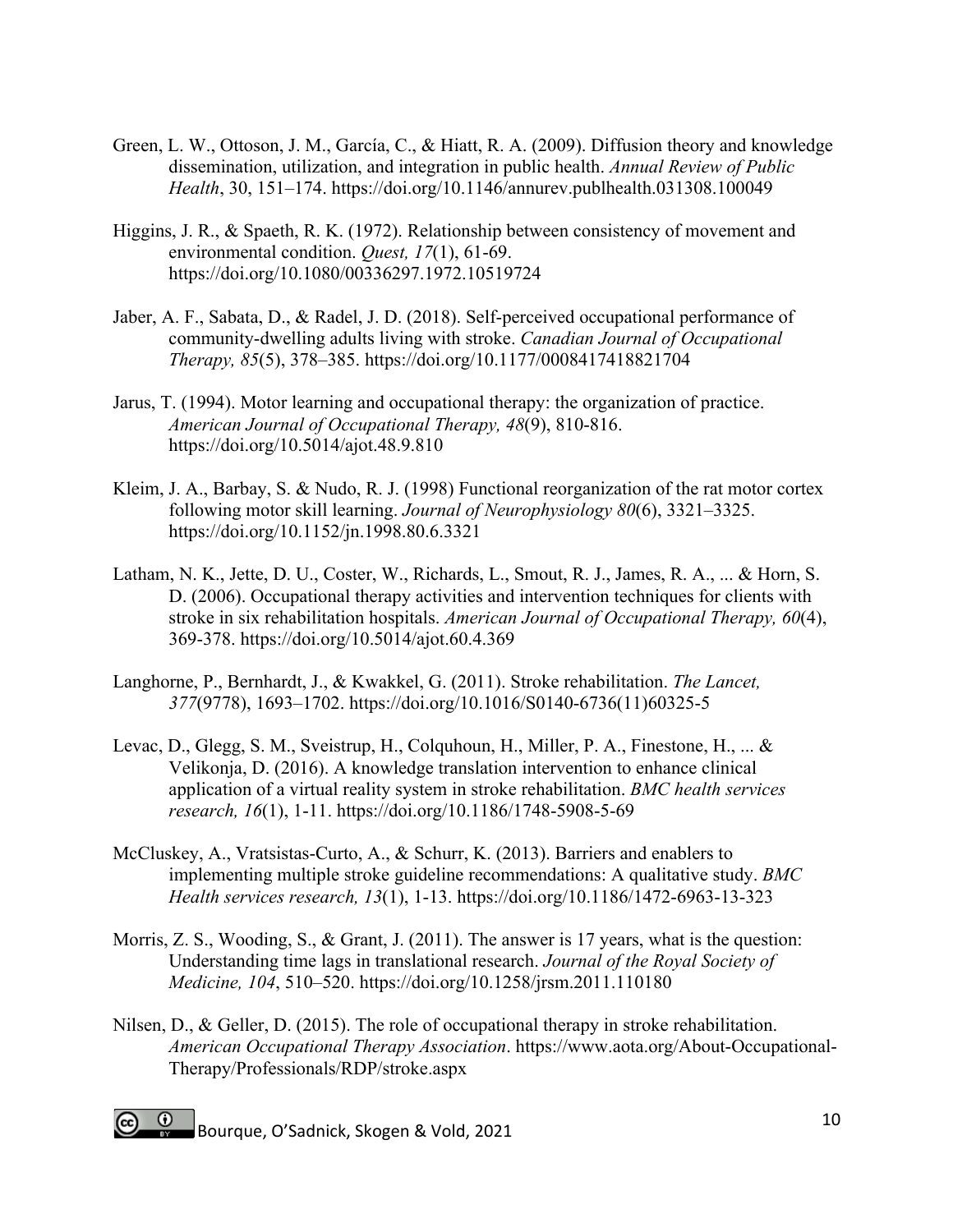Green, L. W., Ottoson, J. M., García, C., & Hiatt, R. A. (2009). Diffusion theory and knowledge dissemination, utilization, and integration in public health. *Annual Review of Public Health*, 30, 151–174. https://doi.org/10.1146/annurev.publhealth.031308.100049

Higgins, J. R., & Spaeth, R. K. (1972). Relationship between consistency of movement and environmental condition. *Quest, 17*(1), 61-69. https://doi.org/10.1080/00336297.1972.10519724

Jaber, A. F., Sabata, D., & Radel, J. D. (2018). Self-perceived occupational performance of community-dwelling adults living with stroke. *Canadian Journal of Occupational Therapy, 85*(5), 378–385. https://doi.org/10.1177/0008417418821704

Jarus, T. (1994). Motor learning and occupational therapy: the organization of practice. *American Journal of Occupational Therapy, 48*(9), 810-816. https://doi.org/10.5014/ajot.48.9.810

Kleim, J. A., Barbay, S. & Nudo, R. J. (1998) Functional reorganization of the rat motor cortex following motor skill learning. *Journal of Neurophysiology 80*(6), 3321–3325. https://doi.org/10.1152/jn.1998.80.6.3321

Latham, N. K., Jette, D. U., Coster, W., Richards, L., Smout, R. J., James, R. A., ... & Horn, S. D. (2006). Occupational therapy activities and intervention techniques for clients with stroke in six rehabilitation hospitals. *American Journal of Occupational Therapy, 60*(4), 369-378. https://doi.org/10.5014/ajot.60.4.369

Langhorne, P., Bernhardt, J., & Kwakkel, G. (2011). Stroke rehabilitation. *The Lancet, 377*(9778), 1693–1702. https://doi.org/10.1016/S0140-6736(11)60325-5

Levac, D., Glegg, S. M., Sveistrup, H., Colquhoun, H., Miller, P. A., Finestone, H., ... & Velikonja, D. (2016). A knowledge translation intervention to enhance clinical application of a virtual reality system in stroke rehabilitation. *BMC health services research, 16*(1), 1-11. https://doi.org/10.1186/1748-5908-5-69

McCluskey, A., Vratsistas-Curto, A., & Schurr, K. (2013). Barriers and enablers to implementing multiple stroke guideline recommendations: A qualitative study. *BMC Health services research, 13*(1), 1-13. https://doi.org/10.1186/1472-6963-13-323

Morris, Z. S., Wooding, S., & Grant, J. (2011). The answer is 17 years, what is the question: Understanding time lags in translational research. *Journal of the Royal Society of Medicine, 104*, 510–520. https://doi.org/10.1258/jrsm.2011.110180

Nilsen, D., & Geller, D. (2015). The role of occupational therapy in stroke rehabilitation. *American Occupational Therapy Association*. https://www.aota.org/About-Occupational-Therapy/Professionals/RDP/stroke.aspx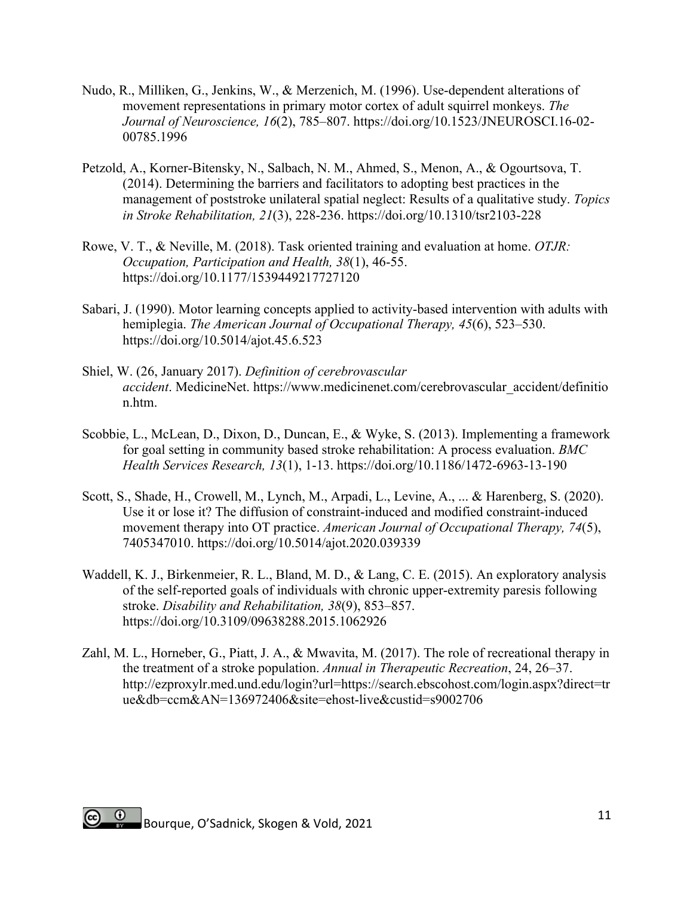Nudo, R., Milliken, G., Jenkins, W., & Merzenich, M. (1996). Use-dependent alterations of movement representations in primary motor cortex of adult squirrel monkeys. *The Journal of Neuroscience, 16*(2), 785–807. https://doi.org/10.1523/JNEUROSCI.16-02-00785.1996

Petzold, A., Korner-Bitensky, N., Salbach, N. M., Ahmed, S., Menon, A., & Ogourtsova, T. (2014). Determining the barriers and facilitators to adopting best practices in the management of poststroke unilateral spatial neglect: Results of a qualitative study. *Topics in Stroke Rehabilitation, 21*(3), 228-236. https://doi.org/10.1310/tsr2103-228

Rowe, V. T., & Neville, M. (2018). Task oriented training and evaluation at home. *OTJR: Occupation, Participation and Health, 38*(1), 46-55. https://doi.org/10.1177/1539449217727120

Sabari, J. (1990). Motor learning concepts applied to activity-based intervention with adults with hemiplegia. *The American Journal of Occupational Therapy, 45*(6), 523–530. https://doi.org/10.5014/ajot.45.6.523

Shiel, W. (26, January 2017). *Definition of cerebrovascular accident*. MedicineNet. https://www.medicinenet.com/cerebrovascular_accident/definition.htm.

Scobbie, L., McLean, D., Dixon, D., Duncan, E., & Wyke, S. (2013). Implementing a framework for goal setting in community based stroke rehabilitation: A process evaluation. *BMC Health Services Research, 13*(1), 1-13. https://doi.org/10.1186/1472-6963-13-190

Scott, S., Shade, H., Crowell, M., Lynch, M., Arpadi, L., Levine, A., ... & Harenberg, S. (2020). Use it or lose it? The diffusion of constraint-induced and modified constraint-induced movement therapy into OT practice. *American Journal of Occupational Therapy, 74*(5), 7405347010. https://doi.org/10.5014/ajot.2020.039339

Waddell, K. J., Birkenmeier, R. L., Bland, M. D., & Lang, C. E. (2015). An exploratory analysis of the self-reported goals of individuals with chronic upper-extremity paresis following stroke. *Disability and Rehabilitation, 38*(9), 853–857. https://doi.org/10.3109/09638288.2015.1062926

Zahl, M. L., Horneber, G., Piatt, J. A., & Mwavita, M. (2017). The role of recreational therapy in the treatment of a stroke population. *Annual in Therapeutic Recreation*, 24, 26–37. http://ezproxylr.med.und.edu/login?url=https://search.ebscohost.com/login.aspx?direct=true&db=ccm&AN=136972406&site=ehost-live&custid=s9002706